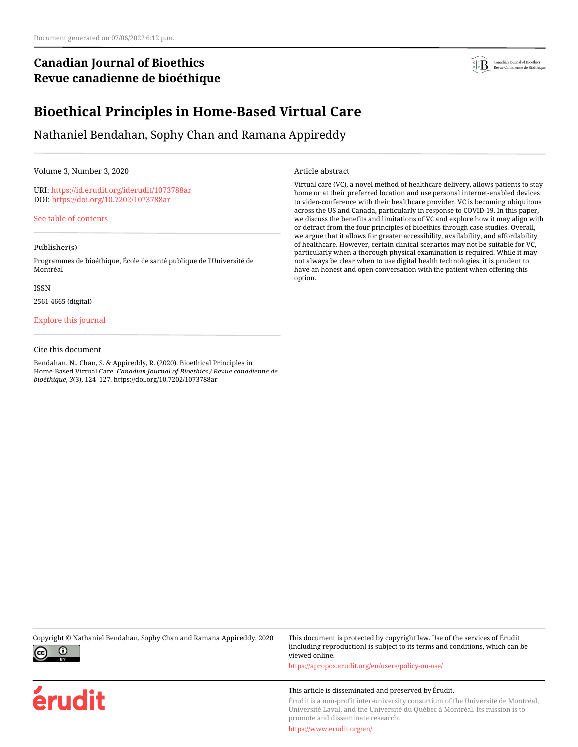Document generated on 07/06/2022 6:12 p.m.

**Canadian Journal of Bioethics**
**Revue canadienne de bioéthique**

# Bioethical Principles in Home-Based Virtual Care

Nathaniel Bendahan, Sophy Chan and Ramana Appireddy

Volume 3, Number 3, 2020

URI: https://id.erudit.org/iderudit/1073788ar
DOI: https://doi.org/10.7202/1073788ar

See table of contents

Publisher(s)

Programmes de bioéthique, École de santé publique de l'Université de Montréal

ISSN

2561-4665 (digital)

Explore this journal

Cite this document

Bendahan, N., Chan, S. & Appireddy, R. (2020). Bioethical Principles in Home-Based Virtual Care. *Canadian Journal of Bioethics / Revue canadienne de bioéthique*, *3*(3), 124–127. https://doi.org/10.7202/1073788ar

Article abstract

Virtual care (VC), a novel method of healthcare delivery, allows patients to stay home or at their preferred location and use personal internet-enabled devices to video-conference with their healthcare provider. VC is becoming ubiquitous across the US and Canada, particularly in response to COVID-19. In this paper, we discuss the benefits and limitations of VC and explore how it may align with or detract from the four principles of bioethics through case studies. Overall, we argue that it allows for greater accessibility, availability, and affordability of healthcare. However, certain clinical scenarios may not be suitable for VC, particularly when a thorough physical examination is required. While it may not always be clear when to use digital health technologies, it is prudent to have an honest and open conversation with the patient when offering this option.

Copyright © Nathaniel Bendahan, Sophy Chan and Ramana Appireddy, 2020

This document is protected by copyright law. Use of the services of Érudit (including reproduction) is subject to its terms and conditions, which can be viewed online.

https://apropos.erudit.org/en/users/policy-on-use/

This article is disseminated and preserved by Érudit.

Érudit is a non-profit inter-university consortium of the Université de Montréal, Université Laval, and the Université du Québec à Montréal. Its mission is to promote and disseminate research.

https://www.erudit.org/en/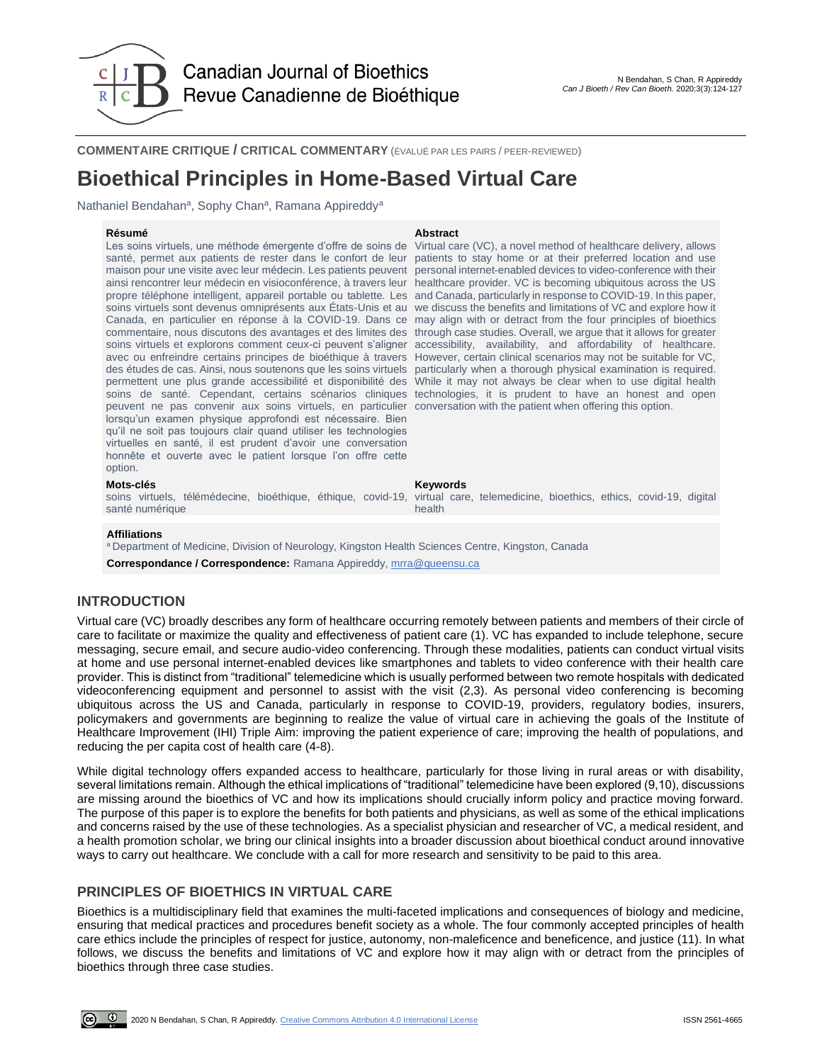COMMENTAIRE CRITIQUE / CRITICAL COMMENTARY (ÉVALUÉ PAR LES PAIRS / PEER-REVIEWED)

# Bioethical Principles in Home-Based Virtual Care

Nathaniel Bendahan[a], Sophy Chan[a], Ramana Appireddy[a]

**Résumé**

Les soins virtuels, une méthode émergente d'offre de soins de santé, permet aux patients de rester dans le confort de leur maison pour une visite avec leur médecin. Les patients peuvent ainsi rencontrer leur médecin en visioconférence, à travers leur propre téléphone intelligent, appareil portable ou tablette. Les soins virtuels sont devenus omniprésents aux États-Unis et au Canada, en particulier en réponse à la COVID-19. Dans ce commentaire, nous discutons des avantages et des limites des soins virtuels et explorons comment ceux-ci peuvent s'aligner avec ou enfreindre certains principes de bioéthique à travers des études de cas. Ainsi, nous soutenons que les soins virtuels permettent une plus grande accessibilité et disponibilité des soins de santé. Cependant, certains scénarios cliniques peuvent ne pas convenir aux soins virtuels, en particulier lorsqu'un examen physique approfondi est nécessaire. Bien qu'il ne soit pas toujours clair quand utiliser les technologies virtuelles en santé, il est prudent d'avoir une conversation honnête et ouverte avec le patient lorsque l'on offre cette option.

**Abstract**

Virtual care (VC), a novel method of healthcare delivery, allows patients to stay home or at their preferred location and use personal internet-enabled devices to video-conference with their healthcare provider. VC is becoming ubiquitous across the US and Canada, particularly in response to COVID-19. In this paper, we discuss the benefits and limitations of VC and explore how it may align with or detract from the four principles of bioethics through case studies. Overall, we argue that it allows for greater accessibility, availability, and affordability of healthcare. However, certain clinical scenarios may not be suitable for VC, particularly when a thorough physical examination is required. While it may not always be clear when to use digital health technologies, it is prudent to have an honest and open conversation with the patient when offering this option.

**Mots-clés**

soins virtuels, télémédecine, bioéthique, éthique, covid-19, santé numérique

**Keywords**

virtual care, telemedicine, bioethics, ethics, covid-19, digital health

**Affiliations**

[a] Department of Medicine, Division of Neurology, Kingston Health Sciences Centre, Kingston, Canada

**Correspondance / Correspondence:** Ramana Appireddy, mrra@queensu.ca

## INTRODUCTION

Virtual care (VC) broadly describes any form of healthcare occurring remotely between patients and members of their circle of care to facilitate or maximize the quality and effectiveness of patient care (1). VC has expanded to include telephone, secure messaging, secure email, and secure audio-video conferencing. Through these modalities, patients can conduct virtual visits at home and use personal internet-enabled devices like smartphones and tablets to video conference with their health care provider. This is distinct from "traditional" telemedicine which is usually performed between two remote hospitals with dedicated videoconferencing equipment and personnel to assist with the visit (2,3). As personal video conferencing is becoming ubiquitous across the US and Canada, particularly in response to COVID-19, providers, regulatory bodies, insurers, policymakers and governments are beginning to realize the value of virtual care in achieving the goals of the Institute of Healthcare Improvement (IHI) Triple Aim: improving the patient experience of care; improving the health of populations, and reducing the per capita cost of health care (4-8).

While digital technology offers expanded access to healthcare, particularly for those living in rural areas or with disability, several limitations remain. Although the ethical implications of "traditional" telemedicine have been explored (9,10), discussions are missing around the bioethics of VC and how its implications should crucially inform policy and practice moving forward. The purpose of this paper is to explore the benefits for both patients and physicians, as well as some of the ethical implications and concerns raised by the use of these technologies. As a specialist physician and researcher of VC, a medical resident, and a health promotion scholar, we bring our clinical insights into a broader discussion about bioethical conduct around innovative ways to carry out healthcare. We conclude with a call for more research and sensitivity to be paid to this area.

## PRINCIPLES OF BIOETHICS IN VIRTUAL CARE

Bioethics is a multidisciplinary field that examines the multi-faceted implications and consequences of biology and medicine, ensuring that medical practices and procedures benefit society as a whole. The four commonly accepted principles of health care ethics include the principles of respect for justice, autonomy, non-maleficence and beneficence, and justice (11). In what follows, we discuss the benefits and limitations of VC and explore how it may align with or detract from the principles of bioethics through three case studies.

2020 N Bendahan, S Chan, R Appireddy. Creative Commons Attribution 4.0 International License

ISSN 2561-4665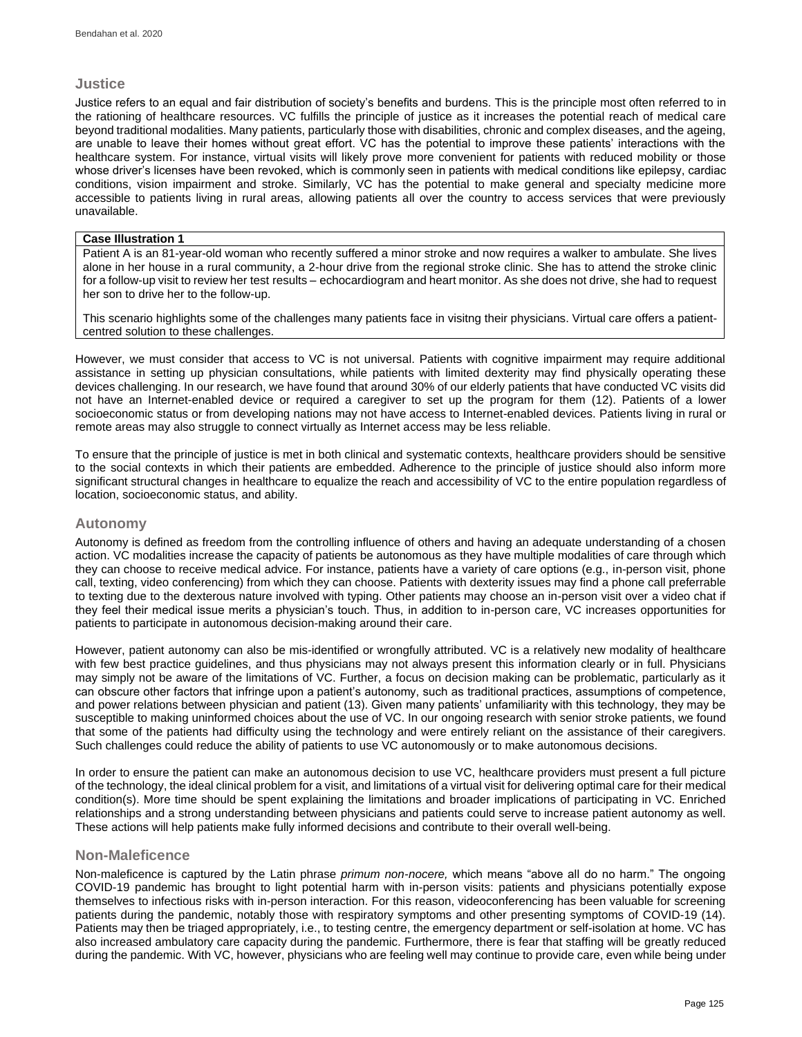## Justice

Justice refers to an equal and fair distribution of society's benefits and burdens. This is the principle most often referred to in the rationing of healthcare resources. VC fulfills the principle of justice as it increases the potential reach of medical care beyond traditional modalities. Many patients, particularly those with disabilities, chronic and complex diseases, and the ageing, are unable to leave their homes without great effort. VC has the potential to improve these patients' interactions with the healthcare system. For instance, virtual visits will likely prove more convenient for patients with reduced mobility or those whose driver's licenses have been revoked, which is commonly seen in patients with medical conditions like epilepsy, cardiac conditions, vision impairment and stroke. Similarly, VC has the potential to make general and specialty medicine more accessible to patients living in rural areas, allowing patients all over the country to access services that were previously unavailable.

> **Case Illustration 1**
>
> Patient A is an 81-year-old woman who recently suffered a minor stroke and now requires a walker to ambulate. She lives alone in her house in a rural community, a 2-hour drive from the regional stroke clinic. She has to attend the stroke clinic for a follow-up visit to review her test results – echocardiogram and heart monitor. As she does not drive, she had to request her son to drive her to the follow-up.
>
> This scenario highlights some of the challenges many patients face in visitng their physicians. Virtual care offers a patient-centred solution to these challenges.

However, we must consider that access to VC is not universal. Patients with cognitive impairment may require additional assistance in setting up physician consultations, while patients with limited dexterity may find physically operating these devices challenging. In our research, we have found that around 30% of our elderly patients that have conducted VC visits did not have an Internet-enabled device or required a caregiver to set up the program for them (12). Patients of a lower socioeconomic status or from developing nations may not have access to Internet-enabled devices. Patients living in rural or remote areas may also struggle to connect virtually as Internet access may be less reliable.

To ensure that the principle of justice is met in both clinical and systematic contexts, healthcare providers should be sensitive to the social contexts in which their patients are embedded. Adherence to the principle of justice should also inform more significant structural changes in healthcare to equalize the reach and accessibility of VC to the entire population regardless of location, socioeconomic status, and ability.

## Autonomy

Autonomy is defined as freedom from the controlling influence of others and having an adequate understanding of a chosen action. VC modalities increase the capacity of patients be autonomous as they have multiple modalities of care through which they can choose to receive medical advice. For instance, patients have a variety of care options (e.g., in-person visit, phone call, texting, video conferencing) from which they can choose. Patients with dexterity issues may find a phone call preferrable to texting due to the dexterous nature involved with typing. Other patients may choose an in-person visit over a video chat if they feel their medical issue merits a physician's touch. Thus, in addition to in-person care, VC increases opportunities for patients to participate in autonomous decision-making around their care.

However, patient autonomy can also be mis-identified or wrongfully attributed. VC is a relatively new modality of healthcare with few best practice guidelines, and thus physicians may not always present this information clearly or in full. Physicians may simply not be aware of the limitations of VC. Further, a focus on decision making can be problematic, particularly as it can obscure other factors that infringe upon a patient's autonomy, such as traditional practices, assumptions of competence, and power relations between physician and patient (13). Given many patients' unfamiliarity with this technology, they may be susceptible to making uninformed choices about the use of VC. In our ongoing research with senior stroke patients, we found that some of the patients had difficulty using the technology and were entirely reliant on the assistance of their caregivers. Such challenges could reduce the ability of patients to use VC autonomously or to make autonomous decisions.

In order to ensure the patient can make an autonomous decision to use VC, healthcare providers must present a full picture of the technology, the ideal clinical problem for a visit, and limitations of a virtual visit for delivering optimal care for their medical condition(s). More time should be spent explaining the limitations and broader implications of participating in VC. Enriched relationships and a strong understanding between physicians and patients could serve to increase patient autonomy as well. These actions will help patients make fully informed decisions and contribute to their overall well-being.

## Non-Maleficence

Non-maleficence is captured by the Latin phrase *primum non-nocere,* which means "above all do no harm." The ongoing COVID-19 pandemic has brought to light potential harm with in-person visits: patients and physicians potentially expose themselves to infectious risks with in-person interaction. For this reason, videoconferencing has been valuable for screening patients during the pandemic, notably those with respiratory symptoms and other presenting symptoms of COVID-19 (14). Patients may then be triaged appropriately, i.e., to testing centre, the emergency department or self-isolation at home. VC has also increased ambulatory care capacity during the pandemic. Furthermore, there is fear that staffing will be greatly reduced during the pandemic. With VC, however, physicians who are feeling well may continue to provide care, even while being under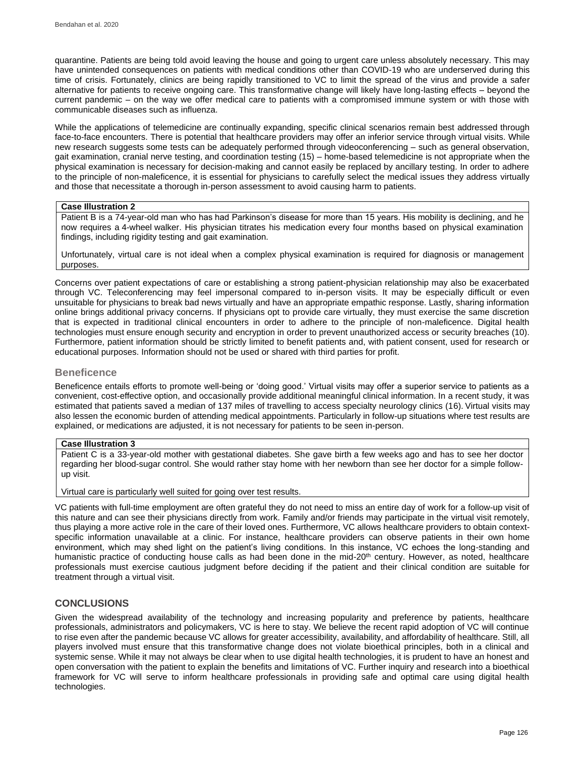quarantine. Patients are being told avoid leaving the house and going to urgent care unless absolutely necessary. This may have unintended consequences on patients with medical conditions other than COVID-19 who are underserved during this time of crisis. Fortunately, clinics are being rapidly transitioned to VC to limit the spread of the virus and provide a safer alternative for patients to receive ongoing care. This transformative change will likely have long-lasting effects – beyond the current pandemic – on the way we offer medical care to patients with a compromised immune system or with those with communicable diseases such as influenza.

While the applications of telemedicine are continually expanding, specific clinical scenarios remain best addressed through face-to-face encounters. There is potential that healthcare providers may offer an inferior service through virtual visits. While new research suggests some tests can be adequately performed through videoconferencing – such as general observation, gait examination, cranial nerve testing, and coordination testing (15) – home-based telemedicine is not appropriate when the physical examination is necessary for decision-making and cannot easily be replaced by ancillary testing. In order to adhere to the principle of non-maleficence, it is essential for physicians to carefully select the medical issues they address virtually and those that necessitate a thorough in-person assessment to avoid causing harm to patients.

**Case Illustration 2**

Patient B is a 74-year-old man who has had Parkinson's disease for more than 15 years. His mobility is declining, and he now requires a 4-wheel walker. His physician titrates his medication every four months based on physical examination findings, including rigidity testing and gait examination.

Unfortunately, virtual care is not ideal when a complex physical examination is required for diagnosis or management purposes.

Concerns over patient expectations of care or establishing a strong patient-physician relationship may also be exacerbated through VC. Teleconferencing may feel impersonal compared to in-person visits. It may be especially difficult or even unsuitable for physicians to break bad news virtually and have an appropriate empathic response. Lastly, sharing information online brings additional privacy concerns. If physicians opt to provide care virtually, they must exercise the same discretion that is expected in traditional clinical encounters in order to adhere to the principle of non-maleficence. Digital health technologies must ensure enough security and encryption in order to prevent unauthorized access or security breaches (10). Furthermore, patient information should be strictly limited to benefit patients and, with patient consent, used for research or educational purposes. Information should not be used or shared with third parties for profit.

### Beneficence

Beneficence entails efforts to promote well-being or 'doing good.' Virtual visits may offer a superior service to patients as a convenient, cost-effective option, and occasionally provide additional meaningful clinical information. In a recent study, it was estimated that patients saved a median of 137 miles of travelling to access specialty neurology clinics (16). Virtual visits may also lessen the economic burden of attending medical appointments. Particularly in follow-up situations where test results are explained, or medications are adjusted, it is not necessary for patients to be seen in-person.

**Case Illustration 3**

Patient C is a 33-year-old mother with gestational diabetes. She gave birth a few weeks ago and has to see her doctor regarding her blood-sugar control. She would rather stay home with her newborn than see her doctor for a simple follow-up visit.

Virtual care is particularly well suited for going over test results.

VC patients with full-time employment are often grateful they do not need to miss an entire day of work for a follow-up visit of this nature and can see their physicians directly from work. Family and/or friends may participate in the virtual visit remotely, thus playing a more active role in the care of their loved ones. Furthermore, VC allows healthcare providers to obtain context-specific information unavailable at a clinic. For instance, healthcare providers can observe patients in their own home environment, which may shed light on the patient's living conditions. In this instance, VC echoes the long-standing and humanistic practice of conducting house calls as had been done in the mid-20th century. However, as noted, healthcare professionals must exercise cautious judgment before deciding if the patient and their clinical condition are suitable for treatment through a virtual visit.

## CONCLUSIONS

Given the widespread availability of the technology and increasing popularity and preference by patients, healthcare professionals, administrators and policymakers, VC is here to stay. We believe the recent rapid adoption of VC will continue to rise even after the pandemic because VC allows for greater accessibility, availability, and affordability of healthcare. Still, all players involved must ensure that this transformative change does not violate bioethical principles, both in a clinical and systemic sense. While it may not always be clear when to use digital health technologies, it is prudent to have an honest and open conversation with the patient to explain the benefits and limitations of VC. Further inquiry and research into a bioethical framework for VC will serve to inform healthcare professionals in providing safe and optimal care using digital health technologies.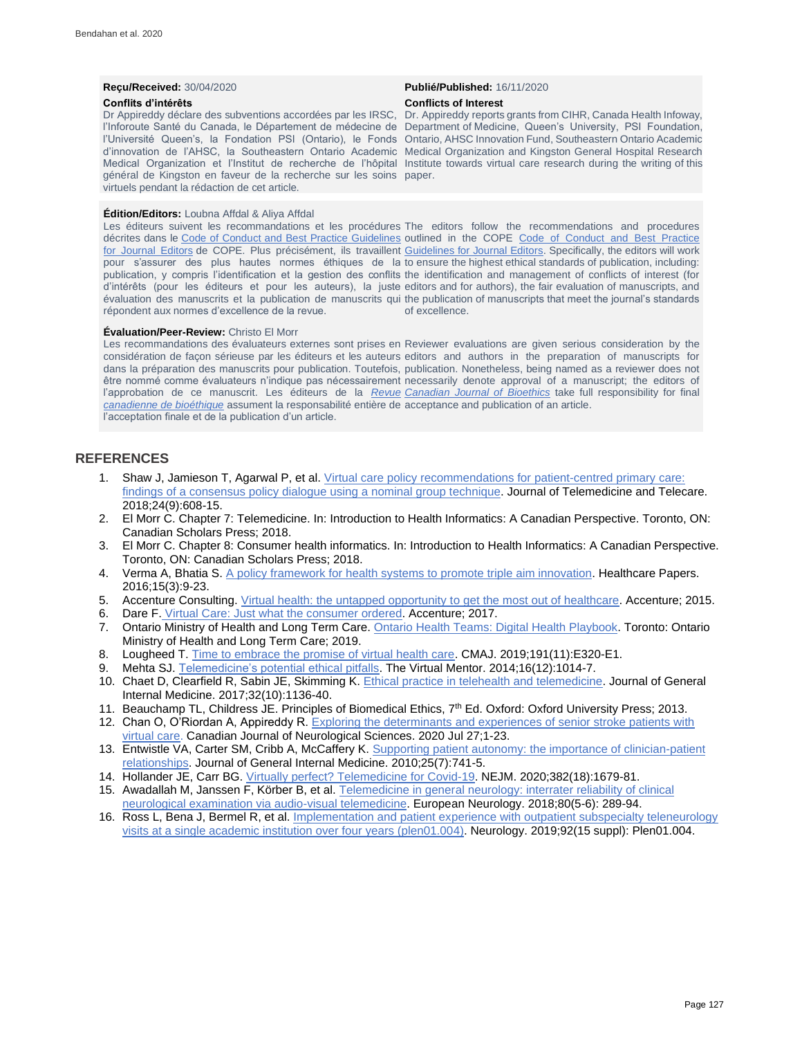**Reçu/Received:** 30/04/2020

**Publié/Published:** 16/11/2020

**Conflits d'intérêts**

Dr Appireddy déclare des subventions accordées par les IRSC, l'Inforoute Santé du Canada, le Département de médecine de l'Université Queen's, la Fondation PSI (Ontario), le Fonds d'innovation de l'AHSC, la Southeastern Ontario Academic Medical Organization et l'Institut de recherche de l'hôpital général de Kingston en faveur de la recherche sur les soins virtuels pendant la rédaction de cet article.

**Conflicts of Interest**

Dr. Appireddy reports grants from CIHR, Canada Health Infoway, Department of Medicine, Queen's University, PSI Foundation, Ontario, AHSC Innovation Fund, Southeastern Ontario Academic Medical Organization and Kingston General Hospital Research Institute towards virtual care research during the writing of this paper.

**Édition/Editors:** Loubna Affdal & Aliya Affdal

Les éditeurs suivent les recommandations et les procédures décrites dans le Code of Conduct and Best Practice Guidelines for Journal Editors de COPE. Plus précisément, ils travaillent pour s'assurer des plus hautes normes éthiques de la publication, y compris l'identification et la gestion des conflits d'intérêts (pour les éditeurs et pour les auteurs), la juste évaluation des manuscrits et la publication de manuscrits qui répondent aux normes d'excellence de la revue.

The editors follow the recommendations and procedures outlined in the COPE Code of Conduct and Best Practice Guidelines for Journal Editors. Specifically, the editors will work to ensure the highest ethical standards of publication, including: the identification and management of conflicts of interest (for editors and for authors), the fair evaluation of manuscripts, and the publication of manuscripts that meet the journal's standards of excellence.

**Évaluation/Peer-Review:** Christo El Morr

Les recommandations des évaluateurs externes sont prises en considération de façon sérieuse par les éditeurs et les auteurs dans la préparation des manuscrits pour publication. Toutefois, être nommé comme évaluateurs n'indique pas nécessairement l'approbation de ce manuscrit. Les éditeurs de la *Revue canadienne de bioéthique* assument la responsabilité entière de l'acceptation finale et de la publication d'un article.

Reviewer evaluations are given serious consideration by the editors and authors in the preparation of manuscripts for publication. Nonetheless, being named as a reviewer does not necessarily denote approval of a manuscript; the editors of *Canadian Journal of Bioethics* take full responsibility for final acceptance and publication of an article.

## REFERENCES

1. Shaw J, Jamieson T, Agarwal P, et al. Virtual care policy recommendations for patient-centred primary care: findings of a consensus policy dialogue using a nominal group technique. Journal of Telemedicine and Telecare. 2018;24(9):608-15.
2. El Morr C. Chapter 7: Telemedicine. In: Introduction to Health Informatics: A Canadian Perspective. Toronto, ON: Canadian Scholars Press; 2018.
3. El Morr C. Chapter 8: Consumer health informatics. In: Introduction to Health Informatics: A Canadian Perspective. Toronto, ON: Canadian Scholars Press; 2018.
4. Verma A, Bhatia S. A policy framework for health systems to promote triple aim innovation. Healthcare Papers. 2016;15(3):9-23.
5. Accenture Consulting. Virtual health: the untapped opportunity to get the most out of healthcare. Accenture; 2015.
6. Dare F. Virtual Care: Just what the consumer ordered. Accenture; 2017.
7. Ontario Ministry of Health and Long Term Care. Ontario Health Teams: Digital Health Playbook. Toronto: Ontario Ministry of Health and Long Term Care; 2019.
8. Lougheed T. Time to embrace the promise of virtual health care. CMAJ. 2019;191(11):E320-E1.
9. Mehta SJ. Telemedicine's potential ethical pitfalls. The Virtual Mentor. 2014;16(12):1014-7.
10. Chaet D, Clearfield R, Sabin JE, Skimming K. Ethical practice in telehealth and telemedicine. Journal of General Internal Medicine. 2017;32(10):1136-40.
11. Beauchamp TL, Childress JE. Principles of Biomedical Ethics, 7th Ed. Oxford: Oxford University Press; 2013.
12. Chan O, O'Riordan A, Appireddy R. Exploring the determinants and experiences of senior stroke patients with virtual care. Canadian Journal of Neurological Sciences. 2020 Jul 27;1-23.
13. Entwistle VA, Carter SM, Cribb A, McCaffery K. Supporting patient autonomy: the importance of clinician-patient relationships. Journal of General Internal Medicine. 2010;25(7):741-5.
14. Hollander JE, Carr BG. Virtually perfect? Telemedicine for Covid-19. NEJM. 2020;382(18):1679-81.
15. Awadallah M, Janssen F, Körber B, et al. Telemedicine in general neurology: interrater reliability of clinical neurological examination via audio-visual telemedicine. European Neurology. 2018;80(5-6): 289-94.
16. Ross L, Bena J, Bermel R, et al. Implementation and patient experience with outpatient subspecialty teleneurology visits at a single academic institution over four years (plen01.004). Neurology. 2019;92(15 suppl): Plen01.004.